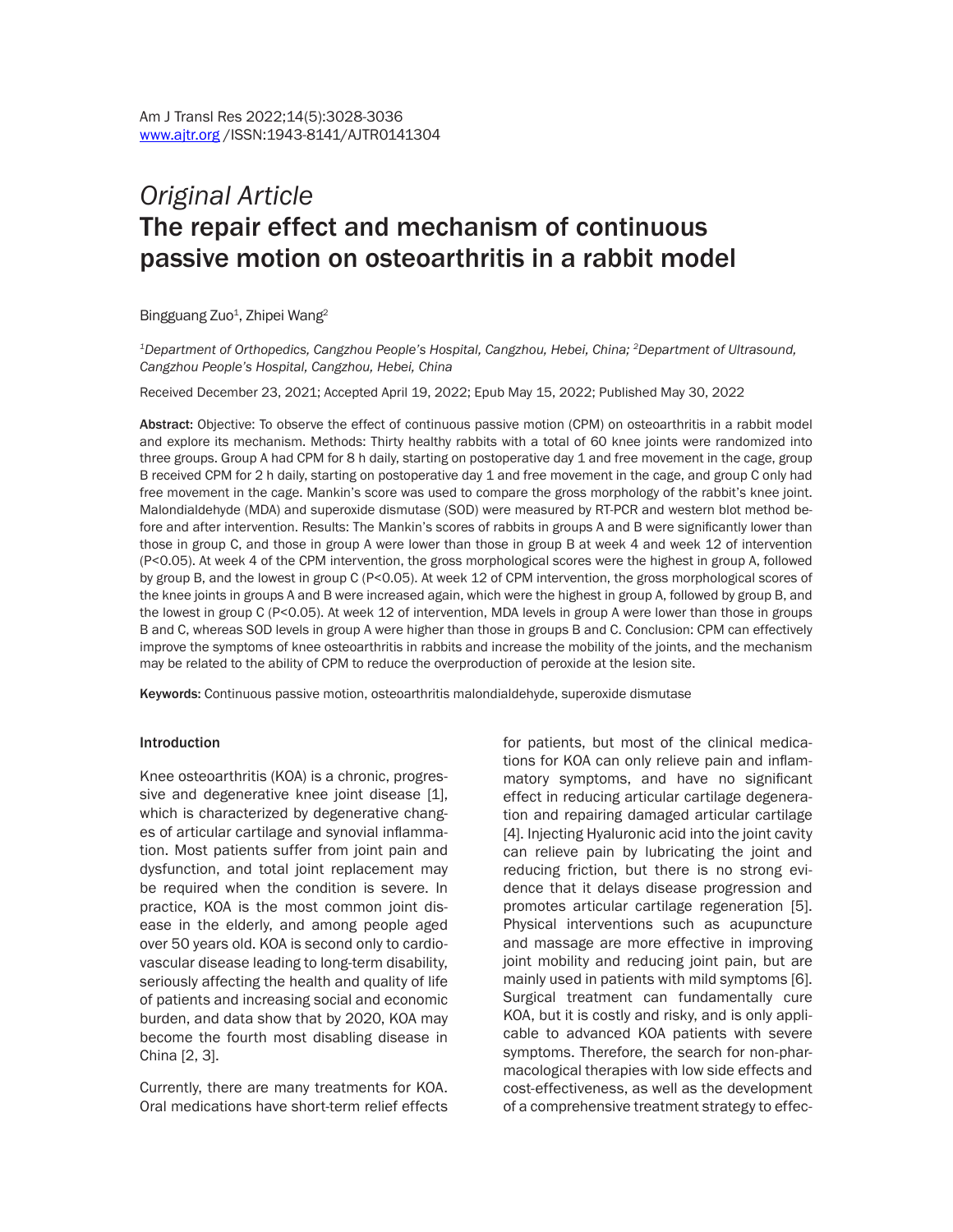*Original Article*

# The repair effect and mechanism of continuous passive motion on osteoarthritis in a rabbit model

Bingguang Zuo[1], Zhipei Wang[2]

[1]*Department of Orthopedics, Cangzhou People's Hospital, Cangzhou, Hebei, China;* [2]*Department of Ultrasound, Cangzhou People's Hospital, Cangzhou, Hebei, China*

Received December 23, 2021; Accepted April 19, 2022; Epub May 15, 2022; Published May 30, 2022

**Abstract:** Objective: To observe the effect of continuous passive motion (CPM) on osteoarthritis in a rabbit model and explore its mechanism. Methods: Thirty healthy rabbits with a total of 60 knee joints were randomized into three groups. Group A had CPM for 8 h daily, starting on postoperative day 1 and free movement in the cage, group B received CPM for 2 h daily, starting on postoperative day 1 and free movement in the cage, and group C only had free movement in the cage. Mankin's score was used to compare the gross morphology of the rabbit's knee joint. Malondialdehyde (MDA) and superoxide dismutase (SOD) were measured by RT-PCR and western blot method before and after intervention. Results: The Mankin's scores of rabbits in groups A and B were significantly lower than those in group C, and those in group A were lower than those in group B at week 4 and week 12 of intervention ($P<0.05$). At week 4 of the CPM intervention, the gross morphological scores were the highest in group A, followed by group B, and the lowest in group C ($P<0.05$). At week 12 of CPM intervention, the gross morphological scores of the knee joints in groups A and B were increased again, which were the highest in group A, followed by group B, and the lowest in group C ($P<0.05$). At week 12 of intervention, MDA levels in group A were lower than those in groups B and C, whereas SOD levels in group A were higher than those in groups B and C. Conclusion: CPM can effectively improve the symptoms of knee osteoarthritis in rabbits and increase the mobility of the joints, and the mechanism may be related to the ability of CPM to reduce the overproduction of peroxide at the lesion site.

**Keywords:** Continuous passive motion, osteoarthritis malondialdehyde, superoxide dismutase

## Introduction

Knee osteoarthritis (KOA) is a chronic, progressive and degenerative knee joint disease [1], which is characterized by degenerative changes of articular cartilage and synovial inflammation. Most patients suffer from joint pain and dysfunction, and total joint replacement may be required when the condition is severe. In practice, KOA is the most common joint disease in the elderly, and among people aged over 50 years old. KOA is second only to cardiovascular disease leading to long-term disability, seriously affecting the health and quality of life of patients and increasing social and economic burden, and data show that by 2020, KOA may become the fourth most disabling disease in China [2, 3].

Currently, there are many treatments for KOA. Oral medications have short-term relief effects for patients, but most of the clinical medications for KOA can only relieve pain and inflammatory symptoms, and have no significant effect in reducing articular cartilage degeneration and repairing damaged articular cartilage [4]. Injecting Hyaluronic acid into the joint cavity can relieve pain by lubricating the joint and reducing friction, but there is no strong evidence that it delays disease progression and promotes articular cartilage regeneration [5]. Physical interventions such as acupuncture and massage are more effective in improving joint mobility and reducing joint pain, but are mainly used in patients with mild symptoms [6]. Surgical treatment can fundamentally cure KOA, but it is costly and risky, and is only applicable to advanced KOA patients with severe symptoms. Therefore, the search for non-pharmacological therapies with low side effects and cost-effectiveness, as well as the development of a comprehensive treatment strategy to effec-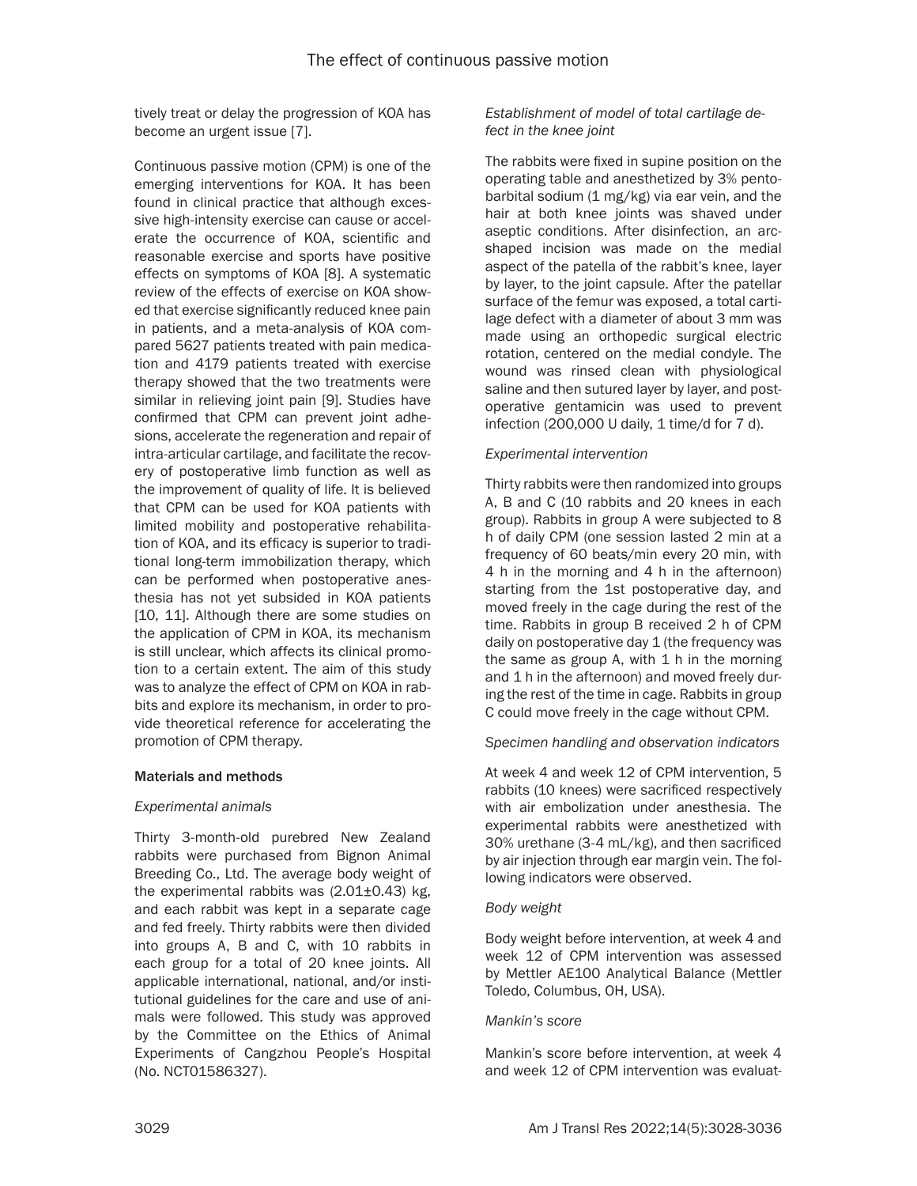tively treat or delay the progression of KOA has become an urgent issue [7].

Continuous passive motion (CPM) is one of the emerging interventions for KOA. It has been found in clinical practice that although excessive high-intensity exercise can cause or accelerate the occurrence of KOA, scientific and reasonable exercise and sports have positive effects on symptoms of KOA [8]. A systematic review of the effects of exercise on KOA showed that exercise significantly reduced knee pain in patients, and a meta-analysis of KOA compared 5627 patients treated with pain medication and 4179 patients treated with exercise therapy showed that the two treatments were similar in relieving joint pain [9]. Studies have confirmed that CPM can prevent joint adhesions, accelerate the regeneration and repair of intra-articular cartilage, and facilitate the recovery of postoperative limb function as well as the improvement of quality of life. It is believed that CPM can be used for KOA patients with limited mobility and postoperative rehabilitation of KOA, and its efficacy is superior to traditional long-term immobilization therapy, which can be performed when postoperative anesthesia has not yet subsided in KOA patients [10, 11]. Although there are some studies on the application of CPM in KOA, its mechanism is still unclear, which affects its clinical promotion to a certain extent. The aim of this study was to analyze the effect of CPM on KOA in rabbits and explore its mechanism, in order to provide theoretical reference for accelerating the promotion of CPM therapy.

## Materials and methods

### *Experimental animals*

Thirty 3-month-old purebred New Zealand rabbits were purchased from Bignon Animal Breeding Co., Ltd. The average body weight of the experimental rabbits was (2.01±0.43) kg, and each rabbit was kept in a separate cage and fed freely. Thirty rabbits were then divided into groups A, B and C, with 10 rabbits in each group for a total of 20 knee joints. All applicable international, national, and/or institutional guidelines for the care and use of animals were followed. This study was approved by the Committee on the Ethics of Animal Experiments of Cangzhou People's Hospital (No. NCT01586327).

### *Establishment of model of total cartilage defect in the knee joint*

The rabbits were fixed in supine position on the operating table and anesthetized by 3% pentobarbital sodium (1 mg/kg) via ear vein, and the hair at both knee joints was shaved under aseptic conditions. After disinfection, an arc-shaped incision was made on the medial aspect of the patella of the rabbit's knee, layer by layer, to the joint capsule. After the patellar surface of the femur was exposed, a total cartilage defect with a diameter of about 3 mm was made using an orthopedic surgical electric rotation, centered on the medial condyle. The wound was rinsed clean with physiological saline and then sutured layer by layer, and postoperative gentamicin was used to prevent infection (200,000 U daily, 1 time/d for 7 d).

### *Experimental intervention*

Thirty rabbits were then randomized into groups A, B and C (10 rabbits and 20 knees in each group). Rabbits in group A were subjected to 8 h of daily CPM (one session lasted 2 min at a frequency of 60 beats/min every 20 min, with 4 h in the morning and 4 h in the afternoon) starting from the 1st postoperative day, and moved freely in the cage during the rest of the time. Rabbits in group B received 2 h of CPM daily on postoperative day 1 (the frequency was the same as group A, with 1 h in the morning and 1 h in the afternoon) and moved freely during the rest of the time in cage. Rabbits in group C could move freely in the cage without CPM.

### *Specimen handling and observation indicators*

At week 4 and week 12 of CPM intervention, 5 rabbits (10 knees) were sacrificed respectively with air embolization under anesthesia. The experimental rabbits were anesthetized with 30% urethane (3-4 mL/kg), and then sacrificed by air injection through ear margin vein. The following indicators were observed.

### *Body weight*

Body weight before intervention, at week 4 and week 12 of CPM intervention was assessed by Mettler AE100 Analytical Balance (Mettler Toledo, Columbus, OH, USA).

### *Mankin's score*

Mankin's score before intervention, at week 4 and week 12 of CPM intervention was evaluat-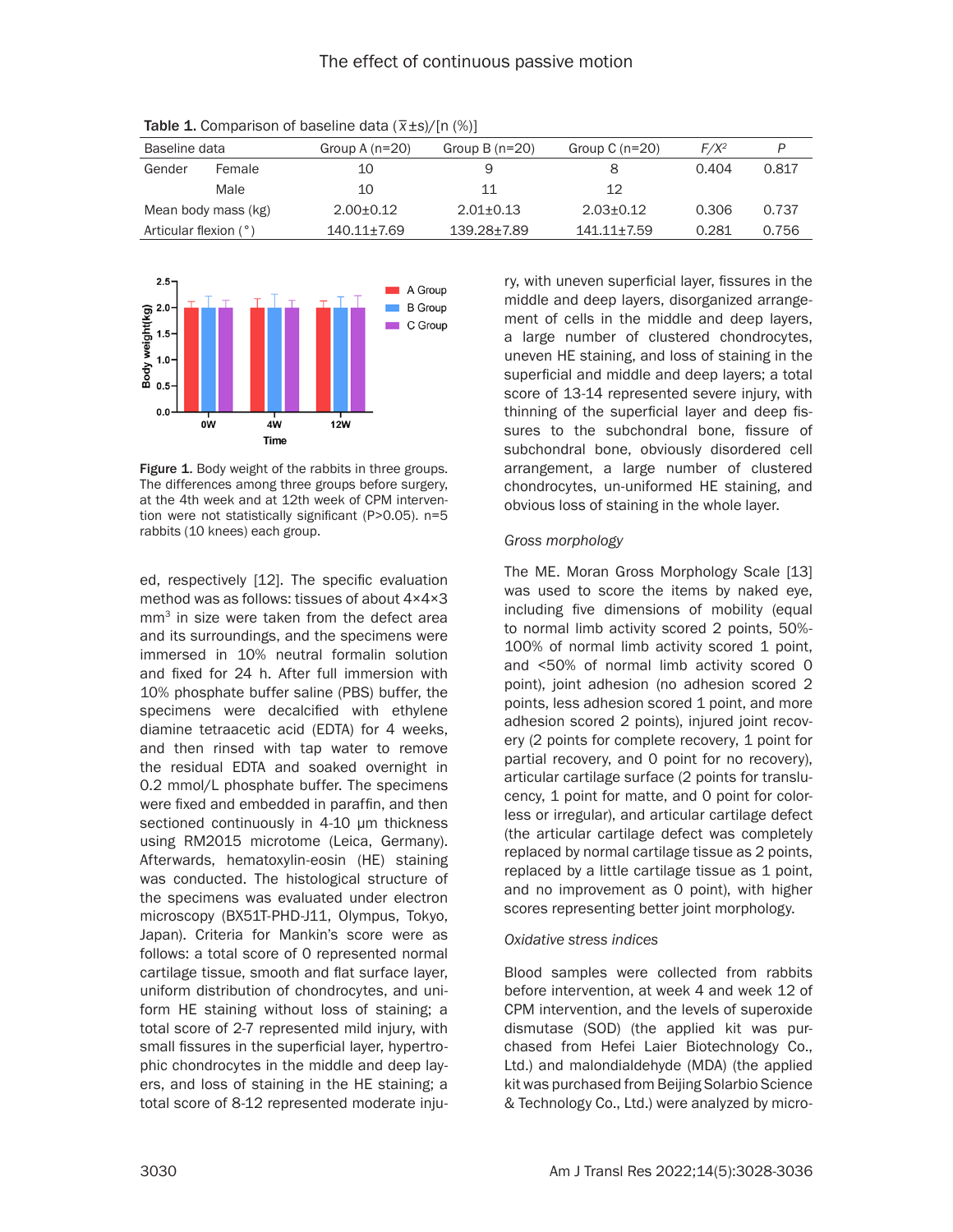**Table 1.** Comparison of baseline data ($\bar{x}\pm s$)/[n (%)]

| Baseline data | | Group A (n=20) | Group B (n=20) | Group C (n=20) | $F/X^2$ | $P$ |
|---|---|---|---|---|---|---|
| Gender | Female | 10 | 9 | 8 | 0.404 | 0.817 |
| | Male | 10 | 11 | 12 | | |
| Mean body mass (kg) | | 2.00±0.12 | 2.01±0.13 | 2.03±0.12 | 0.306 | 0.737 |
| Articular flexion (°) | | 140.11±7.69 | 139.28±7.89 | 141.11±7.59 | 0.281 | 0.756 |

**Figure 1.** Body weight of the rabbits in three groups. The differences among three groups before surgery, at the 4th week and at 12th week of CPM intervention were not statistically significant (P>0.05). n=5 rabbits (10 knees) each group.

ed, respectively [12]. The specific evaluation method was as follows: tissues of about 4×4×3 mm$^3$ in size were taken from the defect area and its surroundings, and the specimens were immersed in 10% neutral formalin solution and fixed for 24 h. After full immersion with 10% phosphate buffer saline (PBS) buffer, the specimens were decalcified with ethylene diamine tetraacetic acid (EDTA) for 4 weeks, and then rinsed with tap water to remove the residual EDTA and soaked overnight in 0.2 mmol/L phosphate buffer. The specimens were fixed and embedded in paraffin, and then sectioned continuously in 4-10 μm thickness using RM2015 microtome (Leica, Germany). Afterwards, hematoxylin-eosin (HE) staining was conducted. The histological structure of the specimens was evaluated under electron microscopy (BX51T-PHD-J11, Olympus, Tokyo, Japan). Criteria for Mankin's score were as follows: a total score of 0 represented normal cartilage tissue, smooth and flat surface layer, uniform distribution of chondrocytes, and uniform HE staining without loss of staining; a total score of 2-7 represented mild injury, with small fissures in the superficial layer, hypertrophic chondrocytes in the middle and deep layers, and loss of staining in the HE staining; a total score of 8-12 represented moderate injury, with uneven superficial layer, fissures in the middle and deep layers, disorganized arrangement of cells in the middle and deep layers, a large number of clustered chondrocytes, uneven HE staining, and loss of staining in the superficial and middle and deep layers; a total score of 13-14 represented severe injury, with thinning of the superficial layer and deep fissures to the subchondral bone, fissure of subchondral bone, obviously disordered cell arrangement, a large number of clustered chondrocytes, un-uniformed HE staining, and obvious loss of staining in the whole layer.

*Gross morphology*

The ME. Moran Gross Morphology Scale [13] was used to score the items by naked eye, including five dimensions of mobility (equal to normal limb activity scored 2 points, 50%-100% of normal limb activity scored 1 point, and <50% of normal limb activity scored 0 point), joint adhesion (no adhesion scored 2 points, less adhesion scored 1 point, and more adhesion scored 2 points), injured joint recovery (2 points for complete recovery, 1 point for partial recovery, and 0 point for no recovery), articular cartilage surface (2 points for translucency, 1 point for matte, and 0 point for colorless or irregular), and articular cartilage defect (the articular cartilage defect was completely replaced by normal cartilage tissue as 2 points, replaced by a little cartilage tissue as 1 point, and no improvement as 0 point), with higher scores representing better joint morphology.

*Oxidative stress indices*

Blood samples were collected from rabbits before intervention, at week 4 and week 12 of CPM intervention, and the levels of superoxide dismutase (SOD) (the applied kit was purchased from Hefei Laier Biotechnology Co., Ltd.) and malondialdehyde (MDA) (the applied kit was purchased from Beijing Solarbio Science & Technology Co., Ltd.) were analyzed by micro-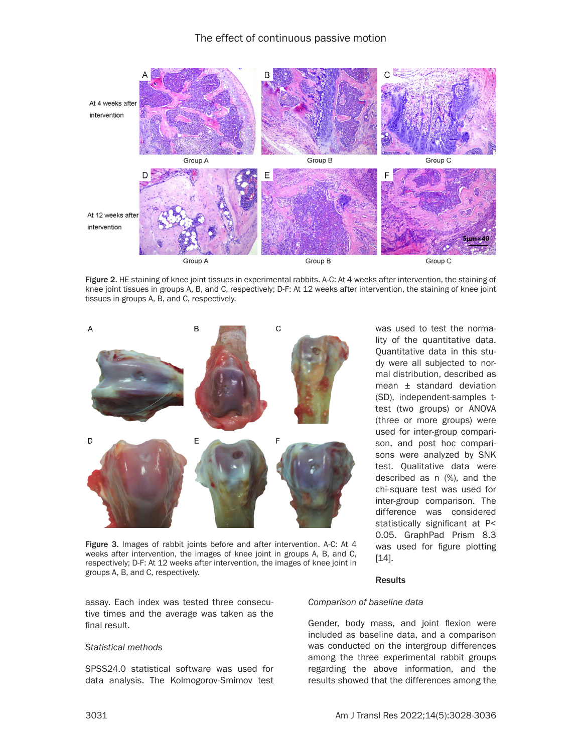Figure 2. HE staining of knee joint tissues in experimental rabbits. A-C: At 4 weeks after intervention, the staining of knee joint tissues in groups A, B, and C, respectively; D-F: At 12 weeks after intervention, the staining of knee joint tissues in groups A, B, and C, respectively.

Figure 3. Images of rabbit joints before and after intervention. A-C: At 4 weeks after intervention, the images of knee joint in groups A, B, and C, respectively; D-F: At 12 weeks after intervention, the images of knee joint in groups A, B, and C, respectively.

assay. Each index was tested three consecutive times and the average was taken as the final result.

### Statistical methods

SPSS24.0 statistical software was used for data analysis. The Kolmogorov-Smimov test was used to test the normality of the quantitative data. Quantitative data in this study were all subjected to normal distribution, described as mean ± standard deviation (SD), independent-samples t-test (two groups) or ANOVA (three or more groups) were used for inter-group comparison, and post hoc comparisons were analyzed by SNK test. Qualitative data were described as n (%), and the chi-square test was used for inter-group comparison. The difference was considered statistically significant at $P< 0.05$. GraphPad Prism 8.3 was used for figure plotting [14].

## Results

### Comparison of baseline data

Gender, body mass, and joint flexion were included as baseline data, and a comparison was conducted on the intergroup differences among the three experimental rabbit groups regarding the above information, and the results showed that the differences among the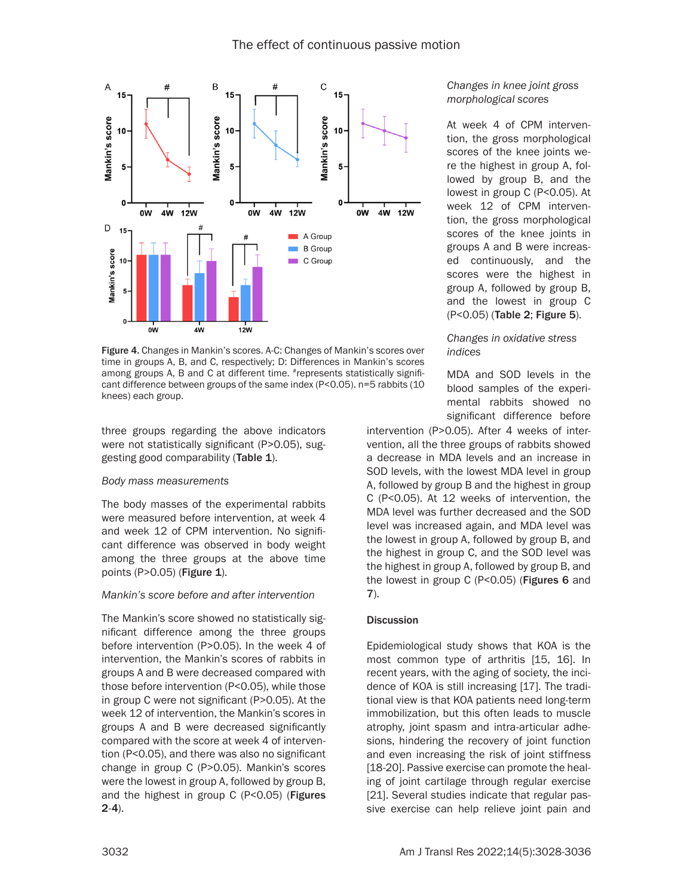Figure 4. Changes in Mankin's scores. A-C: Changes of Mankin's scores over time in groups A, B, and C, respectively; D: Differences in Mankin's scores among groups A, B and C at different time. #represents statistically significant difference between groups of the same index (P<0.05). n=5 rabbits (10 knees) each group.

three groups regarding the above indicators were not statistically significant (P>0.05), suggesting good comparability (**Table 1**).

*Body mass measurements*

The body masses of the experimental rabbits were measured before intervention, at week 4 and week 12 of CPM intervention. No significant difference was observed in body weight among the three groups at the above time points (P>0.05) (**Figure 1**).

*Mankin's score before and after intervention*

The Mankin's score showed no statistically significant difference among the three groups before intervention (P>0.05). In the week 4 of intervention, the Mankin's scores of rabbits in groups A and B were decreased compared with those before intervention (P<0.05), while those in group C were not significant (P>0.05). At the week 12 of intervention, the Mankin's scores in groups A and B were decreased significantly compared with the score at week 4 of intervention (P<0.05), and there was also no significant change in group C (P>0.05). Mankin's scores were the lowest in group A, followed by group B, and the highest in group C (P<0.05) (**Figures 2**-**4**).

*Changes in knee joint gross morphological scores*

At week 4 of CPM intervention, the gross morphological scores of the knee joints were the highest in group A, followed by group B, and the lowest in group C (P<0.05). At week 12 of CPM intervention, the gross morphological scores of the knee joints in groups A and B were increased continuously, and the scores were the highest in group A, followed by group B, and the lowest in group C (P<0.05) (**Table 2**; **Figure 5**).

*Changes in oxidative stress indices*

MDA and SOD levels in the blood samples of the experimental rabbits showed no significant difference before intervention (P>0.05). After 4 weeks of intervention, all the three groups of rabbits showed a decrease in MDA levels and an increase in SOD levels, with the lowest MDA level in group A, followed by group B and the highest in group C (P<0.05). At 12 weeks of intervention, the MDA level was further decreased and the SOD level was increased again, and MDA level was the lowest in group A, followed by group B, and the highest in group C, and the SOD level was the highest in group A, followed by group B, and the lowest in group C (P<0.05) (**Figures 6** and **7**).

## Discussion

Epidemiological study shows that KOA is the most common type of arthritis [15, 16]. In recent years, with the aging of society, the incidence of KOA is still increasing [17]. The traditional view is that KOA patients need long-term immobilization, but this often leads to muscle atrophy, joint spasm and intra-articular adhesions, hindering the recovery of joint function and even increasing the risk of joint stiffness [18-20]. Passive exercise can promote the healing of joint cartilage through regular exercise [21]. Several studies indicate that regular passive exercise can help relieve joint pain and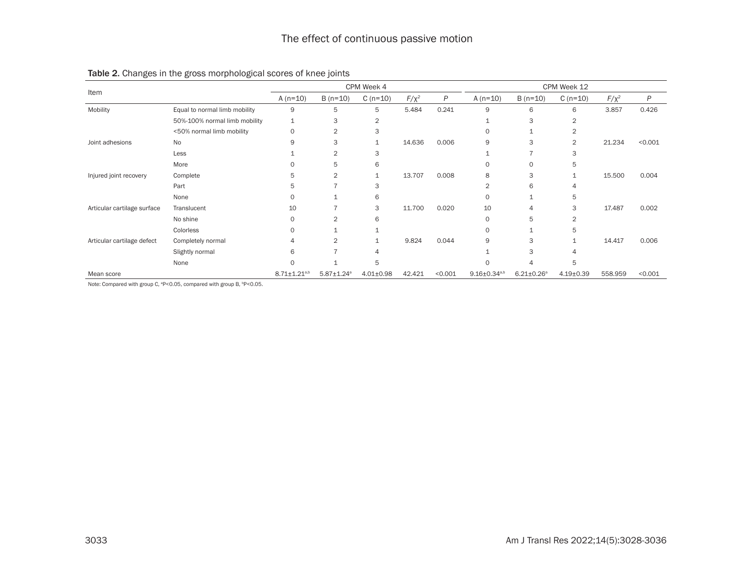**Table 2.** Changes in the gross morphological scores of knee joints

| Item | | CPM Week 4 | | | | | CPM Week 12 | | | | |
|---|---|---|---|---|---|---|---|---|---|---|---|
| | | A (n=10) | B (n=10) | C (n=10) | $F/\chi^2$ | $P$ | A (n=10) | B (n=10) | C (n=10) | $F/\chi^2$ | $P$ |
| Mobility | Equal to normal limb mobility | 9 | 5 | 5 | 5.484 | 0.241 | 9 | 6 | 6 | 3.857 | 0.426 |
| | 50%-100% normal limb mobility | 1 | 3 | 2 | | | 1 | 3 | 2 | | |
| | <50% normal limb mobility | 0 | 2 | 3 | | | 0 | 1 | 2 | | |
| Joint adhesions | No | 9 | 3 | 1 | 14.636 | 0.006 | 9 | 3 | 2 | 21.234 | <0.001 |
| | Less | 1 | 2 | 3 | | | 1 | 7 | 3 | | |
| | More | 0 | 5 | 6 | | | 0 | 0 | 5 | | |
| Injured joint recovery | Complete | 5 | 2 | 1 | 13.707 | 0.008 | 8 | 3 | 1 | 15.500 | 0.004 |
| | Part | 5 | 7 | 3 | | | 2 | 6 | 4 | | |
| | None | 0 | 1 | 6 | | | 0 | 1 | 5 | | |
| Articular cartilage surface | Translucent | 10 | 7 | 3 | 11.700 | 0.020 | 10 | 4 | 3 | 17.487 | 0.002 |
| | No shine | 0 | 2 | 6 | | | 0 | 5 | 2 | | |
| | Colorless | 0 | 1 | 1 | | | 0 | 1 | 5 | | |
| Articular cartilage defect | Completely normal | 4 | 2 | 1 | 9.824 | 0.044 | 9 | 3 | 1 | 14.417 | 0.006 |
| | Slightly normal | 6 | 7 | 4 | | | 1 | 3 | 4 | | |
| | None | 0 | 1 | 5 | | | 0 | 4 | 5 | | |
| Mean score | | 8.71±1.21[a,b] | 5.87±1.24[a] | 4.01±0.98 | 42.421 | <0.001 | 9.16±0.34[a,b] | 6.21±0.26[a] | 4.19±0.39 | 558.959 | <0.001 |

Note: Compared with group C, [a]P<0.05, compared with group B, [b]P<0.05.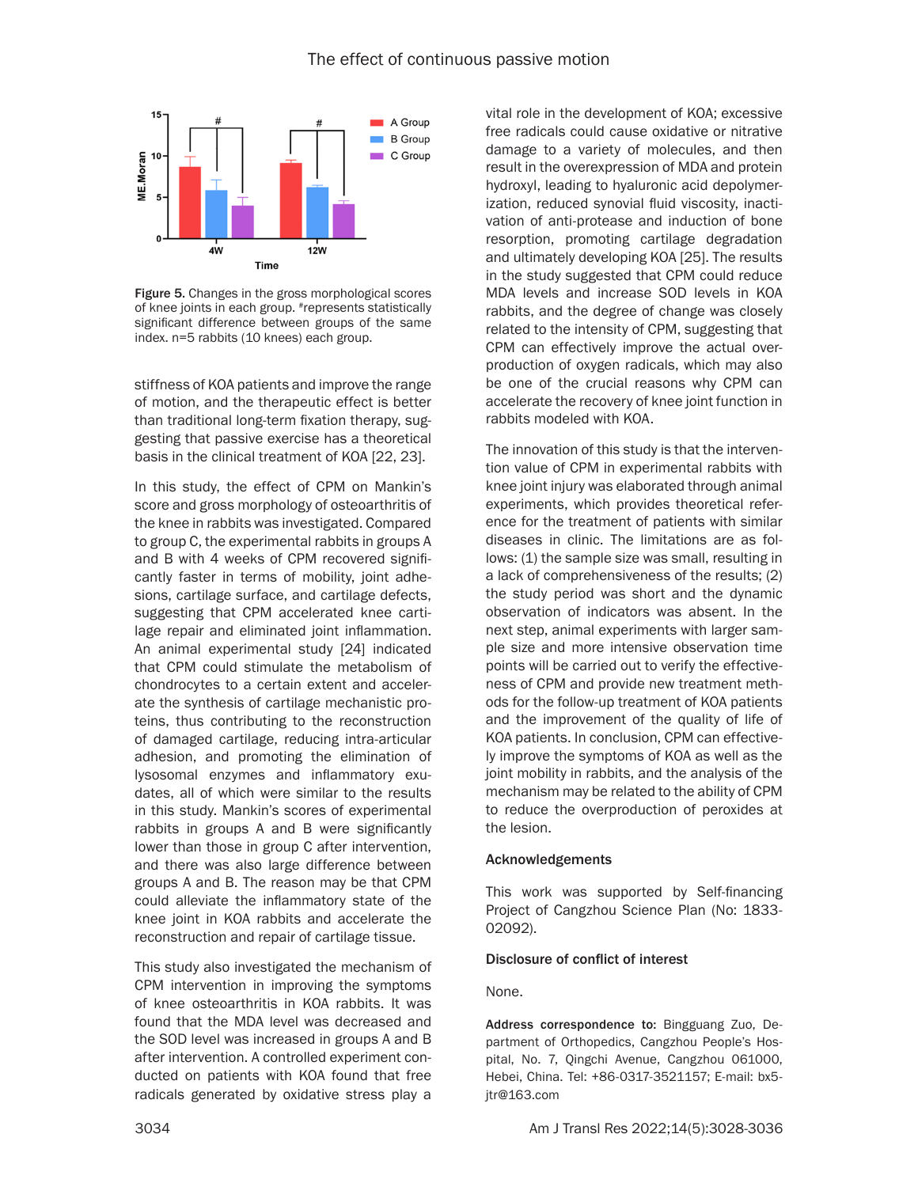Figure 5. Changes in the gross morphological scores of knee joints in each group. #represents statistically significant difference between groups of the same index. n=5 rabbits (10 knees) each group.

stiffness of KOA patients and improve the range of motion, and the therapeutic effect is better than traditional long-term fixation therapy, suggesting that passive exercise has a theoretical basis in the clinical treatment of KOA [22, 23].

In this study, the effect of CPM on Mankin's score and gross morphology of osteoarthritis of the knee in rabbits was investigated. Compared to group C, the experimental rabbits in groups A and B with 4 weeks of CPM recovered significantly faster in terms of mobility, joint adhesions, cartilage surface, and cartilage defects, suggesting that CPM accelerated knee cartilage repair and eliminated joint inflammation. An animal experimental study [24] indicated that CPM could stimulate the metabolism of chondrocytes to a certain extent and accelerate the synthesis of cartilage mechanistic proteins, thus contributing to the reconstruction of damaged cartilage, reducing intra-articular adhesion, and promoting the elimination of lysosomal enzymes and inflammatory exudates, all of which were similar to the results in this study. Mankin's scores of experimental rabbits in groups A and B were significantly lower than those in group C after intervention, and there was also large difference between groups A and B. The reason may be that CPM could alleviate the inflammatory state of the knee joint in KOA rabbits and accelerate the reconstruction and repair of cartilage tissue.

This study also investigated the mechanism of CPM intervention in improving the symptoms of knee osteoarthritis in KOA rabbits. It was found that the MDA level was decreased and the SOD level was increased in groups A and B after intervention. A controlled experiment conducted on patients with KOA found that free radicals generated by oxidative stress play a vital role in the development of KOA; excessive free radicals could cause oxidative or nitrative damage to a variety of molecules, and then result in the overexpression of MDA and protein hydroxyl, leading to hyaluronic acid depolymerization, reduced synovial fluid viscosity, inactivation of anti-protease and induction of bone resorption, promoting cartilage degradation and ultimately developing KOA [25]. The results in the study suggested that CPM could reduce MDA levels and increase SOD levels in KOA rabbits, and the degree of change was closely related to the intensity of CPM, suggesting that CPM can effectively improve the actual overproduction of oxygen radicals, which may also be one of the crucial reasons why CPM can accelerate the recovery of knee joint function in rabbits modeled with KOA.

The innovation of this study is that the intervention value of CPM in experimental rabbits with knee joint injury was elaborated through animal experiments, which provides theoretical reference for the treatment of patients with similar diseases in clinic. The limitations are as follows: (1) the sample size was small, resulting in a lack of comprehensiveness of the results; (2) the study period was short and the dynamic observation of indicators was absent. In the next step, animal experiments with larger sample size and more intensive observation time points will be carried out to verify the effectiveness of CPM and provide new treatment methods for the follow-up treatment of KOA patients and the improvement of the quality of life of KOA patients. In conclusion, CPM can effectively improve the symptoms of KOA as well as the joint mobility in rabbits, and the analysis of the mechanism may be related to the ability of CPM to reduce the overproduction of peroxides at the lesion.

## Acknowledgements

This work was supported by Self-financing Project of Cangzhou Science Plan (No: 1833-02092).

## Disclosure of conflict of interest

None.

**Address correspondence to:** Bingguang Zuo, Department of Orthopedics, Cangzhou People's Hospital, No. 7, Qingchi Avenue, Cangzhou 061000, Hebei, China. Tel: +86-0317-3521157; E-mail: bx5-jtr@163.com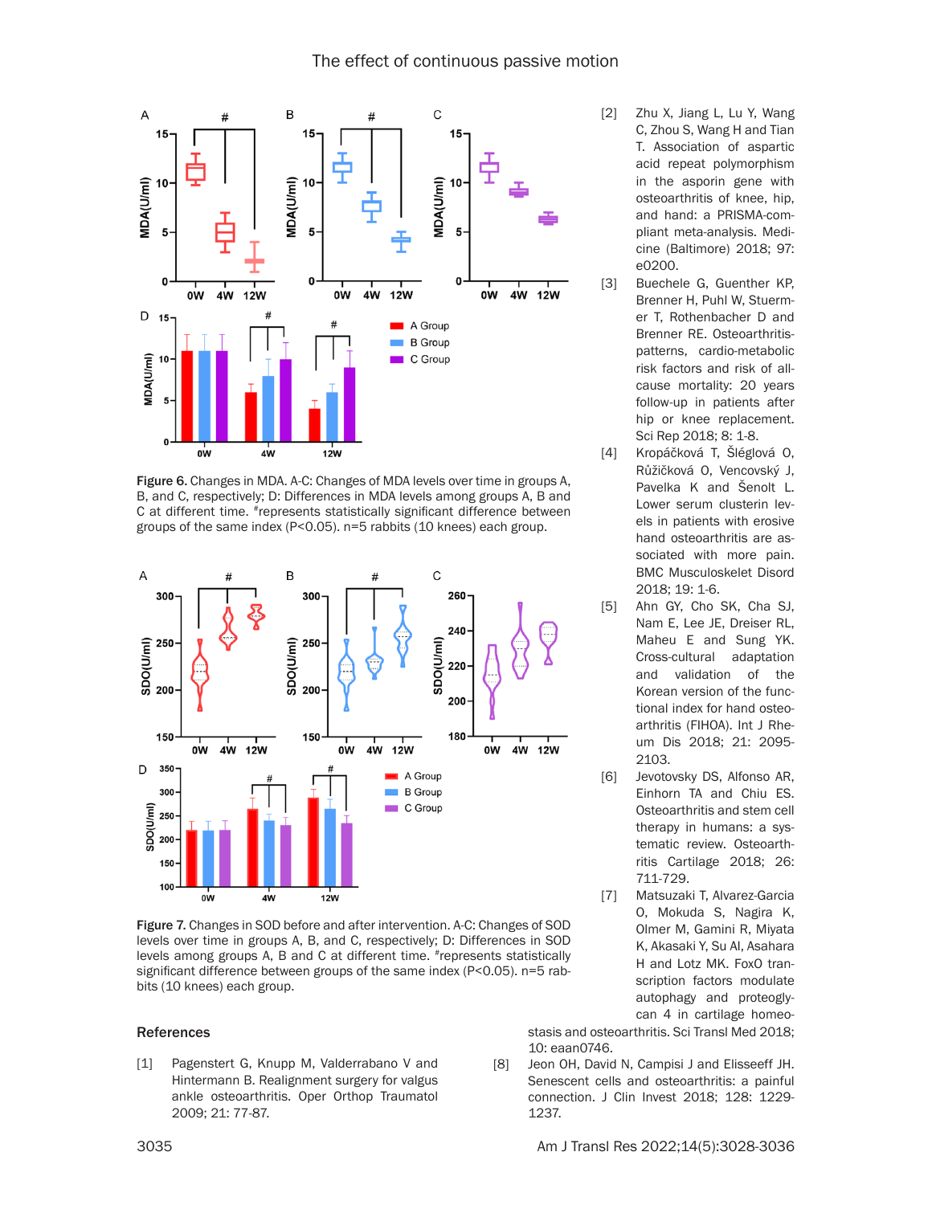Figure 6. Changes in MDA. A-C: Changes of MDA levels over time in groups A, B, and C, respectively; D: Differences in MDA levels among groups A, B and C at different time. #represents statistically significant difference between groups of the same index (P<0.05). n=5 rabbits (10 knees) each group.

Figure 7. Changes in SOD before and after intervention. A-C: Changes of SOD levels over time in groups A, B, and C, respectively; D: Differences in SOD levels among groups A, B and C at different time. #represents statistically significant difference between groups of the same index (P<0.05). n=5 rabbits (10 knees) each group.

## References

[1] Pagenstert G, Knupp M, Valderrabano V and Hintermann B. Realignment surgery for valgus ankle osteoarthritis. Oper Orthop Traumatol 2009; 21: 77-87.

[2] Zhu X, Jiang L, Lu Y, Wang C, Zhou S, Wang H and Tian T. Association of aspartic acid repeat polymorphism in the asporin gene with osteoarthritis of knee, hip, and hand: a PRISMA-compliant meta-analysis. Medicine (Baltimore) 2018; 97: e0200.

[3] Buechele G, Guenther KP, Brenner H, Puhl W, Stuermer T, Rothenbacher D and Brenner RE. Osteoarthritis-patterns, cardio-metabolic risk factors and risk of all-cause mortality: 20 years follow-up in patients after hip or knee replacement. Sci Rep 2018; 8: 1-8.

[4] Kropáčková T, Šléglová O, Růžičková O, Vencovský J, Pavelka K and Šenolt L. Lower serum clusterin levels in patients with erosive hand osteoarthritis are associated with more pain. BMC Musculoskelet Disord 2018; 19: 1-6.

[5] Ahn GY, Cho SK, Cha SJ, Nam E, Lee JE, Dreiser RL, Maheu E and Sung YK. Cross-cultural adaptation and validation of the Korean version of the functional index for hand osteoarthritis (FIHOA). Int J Rheum Dis 2018; 21: 2095-2103.

[6] Jevotovsky DS, Alfonso AR, Einhorn TA and Chiu ES. Osteoarthritis and stem cell therapy in humans: a systematic review. Osteoarthritis Cartilage 2018; 26: 711-729.

[7] Matsuzaki T, Alvarez-Garcia O, Mokuda S, Nagira K, Olmer M, Gamini R, Miyata K, Akasaki Y, Su AI, Asahara H and Lotz MK. FoxO transcription factors modulate autophagy and proteoglycan 4 in cartilage homeostasis and osteoarthritis. Sci Transl Med 2018; 10: eaan0746.

[8] Jeon OH, David N, Campisi J and Elisseeff JH. Senescent cells and osteoarthritis: a painful connection. J Clin Invest 2018; 128: 1229-1237.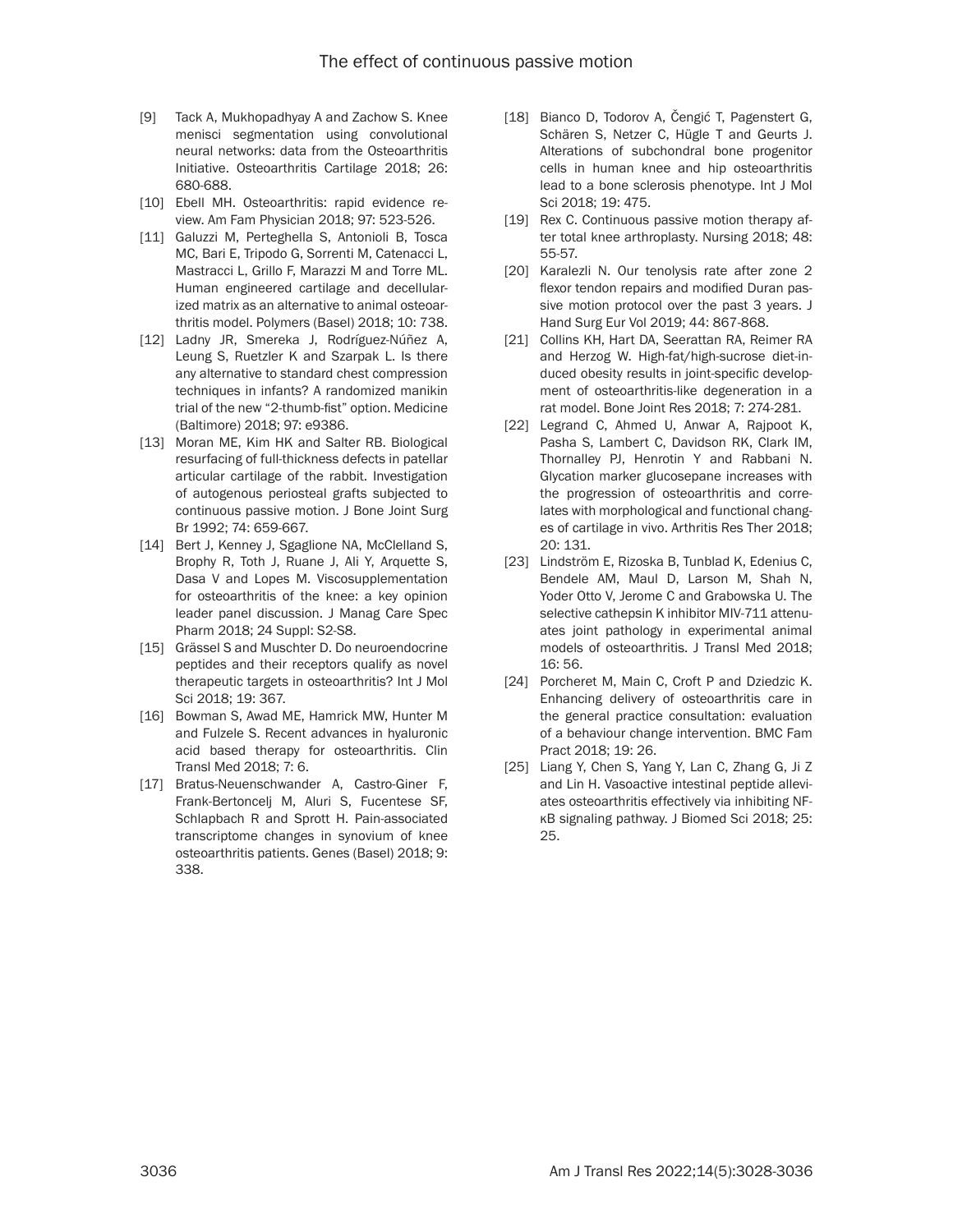[9] Tack A, Mukhopadhyay A and Zachow S. Knee menisci segmentation using convolutional neural networks: data from the Osteoarthritis Initiative. Osteoarthritis Cartilage 2018; 26: 680-688.

[10] Ebell MH. Osteoarthritis: rapid evidence review. Am Fam Physician 2018; 97: 523-526.

[11] Galuzzi M, Perteghella S, Antonioli B, Tosca MC, Bari E, Tripodo G, Sorrenti M, Catenacci L, Mastracci L, Grillo F, Marazzi M and Torre ML. Human engineered cartilage and decellularized matrix as an alternative to animal osteoarthritis model. Polymers (Basel) 2018; 10: 738.

[12] Ladny JR, Smereka J, Rodríguez-Núñez A, Leung S, Ruetzler K and Szarpak L. Is there any alternative to standard chest compression techniques in infants? A randomized manikin trial of the new "2-thumb-fist" option. Medicine (Baltimore) 2018; 97: e9386.

[13] Moran ME, Kim HK and Salter RB. Biological resurfacing of full-thickness defects in patellar articular cartilage of the rabbit. Investigation of autogenous periosteal grafts subjected to continuous passive motion. J Bone Joint Surg Br 1992; 74: 659-667.

[14] Bert J, Kenney J, Sgaglione NA, McClelland S, Brophy R, Toth J, Ruane J, Ali Y, Arquette S, Dasa V and Lopes M. Viscosupplementation for osteoarthritis of the knee: a key opinion leader panel discussion. J Manag Care Spec Pharm 2018; 24 Suppl: S2-S8.

[15] Grässel S and Muschter D. Do neuroendocrine peptides and their receptors qualify as novel therapeutic targets in osteoarthritis? Int J Mol Sci 2018; 19: 367.

[16] Bowman S, Awad ME, Hamrick MW, Hunter M and Fulzele S. Recent advances in hyaluronic acid based therapy for osteoarthritis. Clin Transl Med 2018; 7: 6.

[17] Bratus-Neuenschwander A, Castro-Giner F, Frank-Bertoncelj M, Aluri S, Fucentese SF, Schlapbach R and Sprott H. Pain-associated transcriptome changes in synovium of knee osteoarthritis patients. Genes (Basel) 2018; 9: 338.

[18] Bianco D, Todorov A, Čengić T, Pagenstert G, Schären S, Netzer C, Hügle T and Geurts J. Alterations of subchondral bone progenitor cells in human knee and hip osteoarthritis lead to a bone sclerosis phenotype. Int J Mol Sci 2018; 19: 475.

[19] Rex C. Continuous passive motion therapy after total knee arthroplasty. Nursing 2018; 48: 55-57.

[20] Karalezli N. Our tenolysis rate after zone 2 flexor tendon repairs and modified Duran passive motion protocol over the past 3 years. J Hand Surg Eur Vol 2019; 44: 867-868.

[21] Collins KH, Hart DA, Seerattan RA, Reimer RA and Herzog W. High-fat/high-sucrose diet-induced obesity results in joint-specific development of osteoarthritis-like degeneration in a rat model. Bone Joint Res 2018; 7: 274-281.

[22] Legrand C, Ahmed U, Anwar A, Rajpoot K, Pasha S, Lambert C, Davidson RK, Clark IM, Thornalley PJ, Henrotin Y and Rabbani N. Glycation marker glucosepane increases with the progression of osteoarthritis and correlates with morphological and functional changes of cartilage in vivo. Arthritis Res Ther 2018; 20: 131.

[23] Lindström E, Rizoska B, Tunblad K, Edenius C, Bendele AM, Maul D, Larson M, Shah N, Yoder Otto V, Jerome C and Grabowska U. The selective cathepsin K inhibitor MIV-711 attenuates joint pathology in experimental animal models of osteoarthritis. J Transl Med 2018; 16: 56.

[24] Porcheret M, Main C, Croft P and Dziedzic K. Enhancing delivery of osteoarthritis care in the general practice consultation: evaluation of a behaviour change intervention. BMC Fam Pract 2018; 19: 26.

[25] Liang Y, Chen S, Yang Y, Lan C, Zhang G, Ji Z and Lin H. Vasoactive intestinal peptide alleviates osteoarthritis effectively via inhibiting NF-κB signaling pathway. J Biomed Sci 2018; 25: 25.